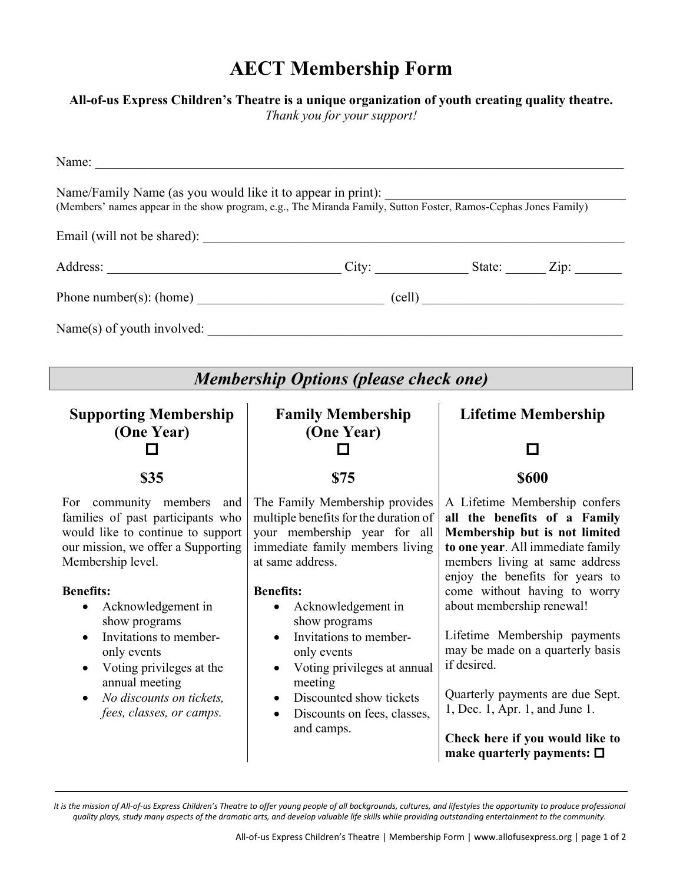# AECT Membership Form

**All-of-us Express Children's Theatre is a unique organization of youth creating quality theatre.**

*Thank you for your support!*

Name: ______________________________________________________________________________

Name/Family Name (as you would like it to appear in print): ___________________________________

(Members' names appear in the show program, e.g., The Miranda Family, Sutton Foster, Ramos-Cephas Jones Family)

Email (will not be shared): ______________________________________________________________

Address: ___________________________________ City: _____________ State: ______ Zip: _______

Phone number(s): (home) ___________________________ (cell) ______________________________

Name(s) of youth involved: _______________________________________________________________

## *Membership Options (please check one)*

### Supporting Membership (One Year)

☐

**$35**

For community members and families of past participants who would like to continue to support our mission, we offer a Supporting Membership level.

**Benefits:**

- Acknowledgement in show programs
- Invitations to member-only events
- Voting privileges at the annual meeting
- *No discounts on tickets, fees, classes, or camps.*

### Family Membership (One Year)

☐

**$75**

The Family Membership provides multiple benefits for the duration of your membership year for all immediate family members living at same address.

**Benefits:**

- Acknowledgement in show programs
- Invitations to member-only events
- Voting privileges at annual meeting
- Discounted show tickets
- Discounts on fees, classes, and camps.

### Lifetime Membership

☐

**$600**

A Lifetime Membership confers **all the benefits of a Family Membership but is not limited to one year**. All immediate family members living at same address enjoy the benefits for years to come without having to worry about membership renewal!

Lifetime Membership payments may be made on a quarterly basis if desired.

Quarterly payments are due Sept. 1, Dec. 1, Apr. 1, and June 1.

**Check here if you would like to make quarterly payments:** ☐

---

*It is the mission of All-of-us Express Children's Theatre to offer young people of all backgrounds, cultures, and lifestyles the opportunity to produce professional quality plays, study many aspects of the dramatic arts, and develop valuable life skills while providing outstanding entertainment to the community.*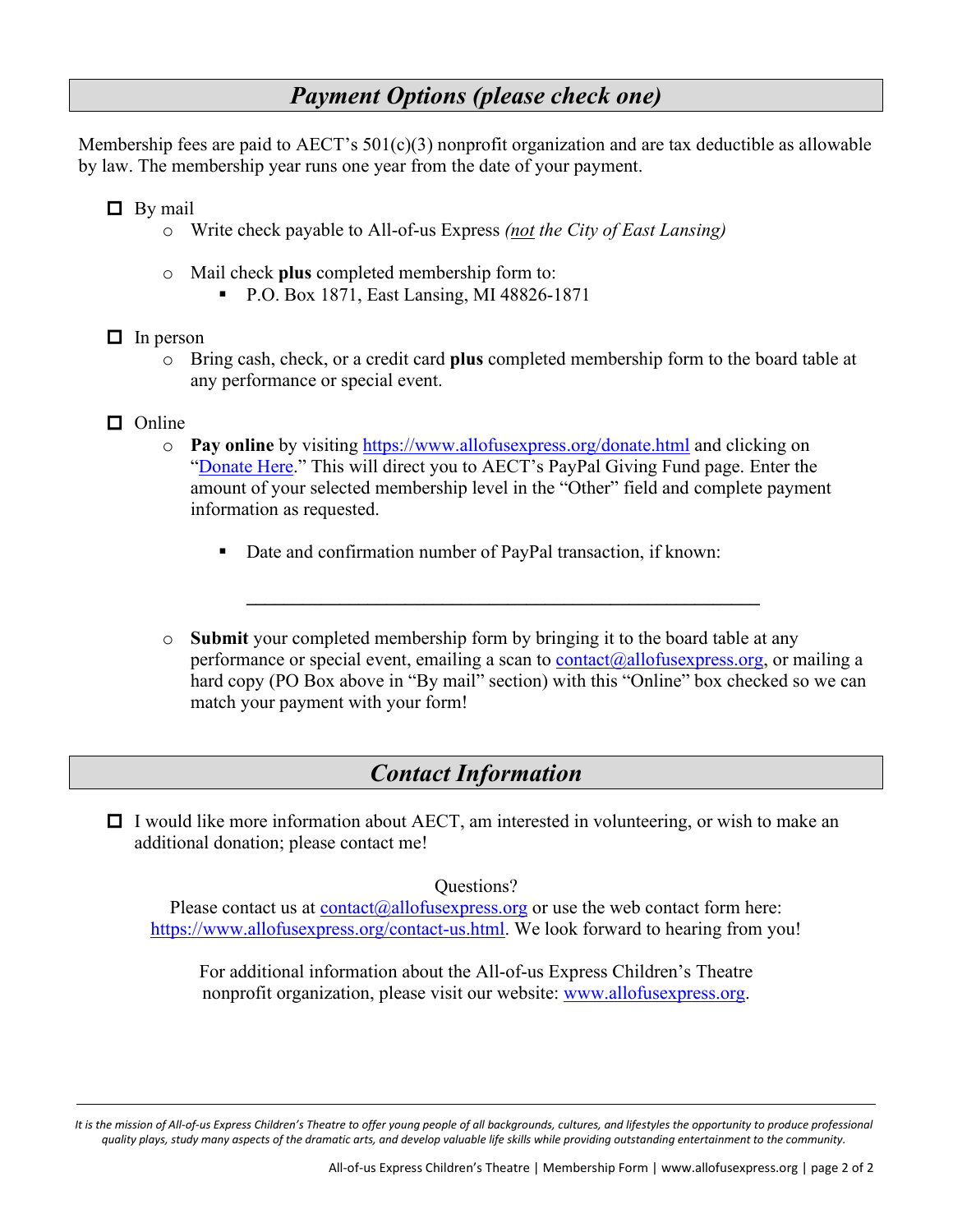## *Payment Options (please check one)*

Membership fees are paid to AECT's 501(c)(3) nonprofit organization and are tax deductible as allowable by law. The membership year runs one year from the date of your payment.

- ☐ By mail
  - Write check payable to All-of-us Express *(not the City of East Lansing)*
  - Mail check **plus** completed membership form to:
    - P.O. Box 1871, East Lansing, MI 48826-1871

- ☐ In person
  - Bring cash, check, or a credit card **plus** completed membership form to the board table at any performance or special event.

- ☐ Online
  - **Pay online** by visiting https://www.allofusexpress.org/donate.html and clicking on "Donate Here." This will direct you to AECT's PayPal Giving Fund page. Enter the amount of your selected membership level in the "Other" field and complete payment information as requested.
    - Date and confirmation number of PayPal transaction, if known:

      ______________________________________________

  - **Submit** your completed membership form by bringing it to the board table at any performance or special event, emailing a scan to contact@allofusexpress.org, or mailing a hard copy (PO Box above in "By mail" section) with this "Online" box checked so we can match your payment with your form!

## *Contact Information*

☐ I would like more information about AECT, am interested in volunteering, or wish to make an additional donation; please contact me!

Questions?
Please contact us at contact@allofusexpress.org or use the web contact form here: https://www.allofusexpress.org/contact-us.html. We look forward to hearing from you!

For additional information about the All-of-us Express Children's Theatre nonprofit organization, please visit our website: www.allofusexpress.org.

---

*It is the mission of All-of-us Express Children's Theatre to offer young people of all backgrounds, cultures, and lifestyles the opportunity to produce professional quality plays, study many aspects of the dramatic arts, and develop valuable life skills while providing outstanding entertainment to the community.*